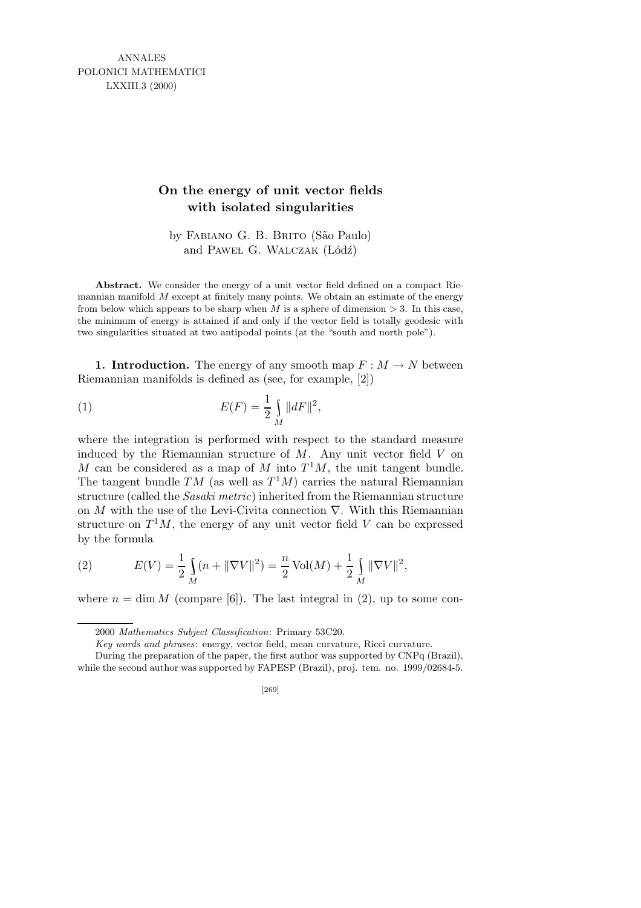# On the energy of unit vector fields with isolated singularities

by Fabiano G. B. Brito (São Paulo) and Paweł G. Walczak (Łódź)

**Abstract.** We consider the energy of a unit vector field defined on a compact Riemannian manifold $M$ except at finitely many points. We obtain an estimate of the energy from below which appears to be sharp when $M$ is a sphere of dimension $> 3$. In this case, the minimum of energy is attained if and only if the vector field is totally geodesic with two singularities situated at two antipodal points (at the "south and north pole").

**1. Introduction.** The energy of any smooth map $F : M \to N$ between Riemannian manifolds is defined as (see, for example, [2])

$$E(F) = \frac{1}{2} \int_M \|dF\|^2, \tag{1}$$

where the integration is performed with respect to the standard measure induced by the Riemannian structure of $M$. Any unit vector field $V$ on $M$ can be considered as a map of $M$ into $T^1M$, the unit tangent bundle. The tangent bundle $TM$ (as well as $T^1M$) carries the natural Riemannian structure (called the *Sasaki metric*) inherited from the Riemannian structure on $M$ with the use of the Levi-Civita connection $\nabla$. With this Riemannian structure on $T^1M$, the energy of any unit vector field $V$ can be expressed by the formula

$$E(V) = \frac{1}{2} \int_M (n + \|\nabla V\|^2) = \frac{n}{2} \operatorname{Vol}(M) + \frac{1}{2} \int_M \|\nabla V\|^2, \tag{2}$$

where $n = \dim M$ (compare [6]). The last integral in (2), up to some con-

---

2000 *Mathematics Subject Classification*: Primary 53C20.

*Key words and phrases*: energy, vector field, mean curvature, Ricci curvature.

During the preparation of the paper, the first author was supported by CNPq (Brazil), while the second author was supported by FAPESP (Brazil), proj. tem. no. 1999/02684-5.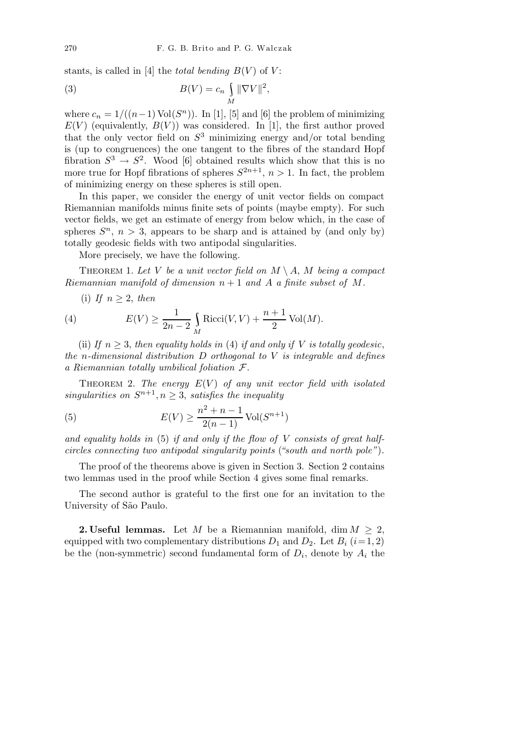stants, is called in [4] the *total bending* $B(V)$ of $V$:

$$B(V) = c_n \int_M \|\nabla V\|^2, \tag{3}$$

where $c_n = 1/((n-1)\operatorname{Vol}(S^n))$. In [1], [5] and [6] the problem of minimizing $E(V)$ (equivalently, $B(V)$) was considered. In [1], the first author proved that the only vector field on $S^3$ minimizing energy and/or total bending is (up to congruences) the one tangent to the fibres of the standard Hopf fibration $S^3 \to S^2$. Wood [6] obtained results which show that this is no more true for Hopf fibrations of spheres $S^{2n+1}$, $n > 1$. In fact, the problem of minimizing energy on these spheres is still open.

In this paper, we consider the energy of unit vector fields on compact Riemannian manifolds minus finite sets of points (maybe empty). For such vector fields, we get an estimate of energy from below which, in the case of spheres $S^n$, $n > 3$, appears to be sharp and is attained by (and only by) totally geodesic fields with two antipodal singularities.

More precisely, we have the following.

THEOREM 1. *Let $V$ be a unit vector field on $M \setminus A$, $M$ being a compact Riemannian manifold of dimension $n+1$ and $A$ a finite subset of $M$.*

(i) *If $n \geq 2$, then*

$$E(V) \geq \frac{1}{2n-2} \int_M \operatorname{Ricci}(V,V) + \frac{n+1}{2} \operatorname{Vol}(M). \tag{4}$$

(ii) *If $n \geq 3$, then equality holds in* (4) *if and only if $V$ is totally geodesic, the $n$-dimensional distribution $D$ orthogonal to $V$ is integrable and defines a Riemannian totally umbilical foliation $\mathcal{F}$.*

THEOREM 2. *The energy $E(V)$ of any unit vector field with isolated singularities on $S^{n+1}, n \geq 3$, satisfies the inequality*

$$E(V) \geq \frac{n^2+n-1}{2(n-1)} \operatorname{Vol}(S^{n+1}) \tag{5}$$

*and equality holds in* (5) *if and only if the flow of $V$ consists of great half-circles connecting two antipodal singularity points* (*"south and north pole"*).

The proof of the theorems above is given in Section 3. Section 2 contains two lemmas used in the proof while Section 4 gives some final remarks.

The second author is grateful to the first one for an invitation to the University of São Paulo.

**2. Useful lemmas.** Let $M$ be a Riemannian manifold, $\dim M \geq 2$, equipped with two complementary distributions $D_1$ and $D_2$. Let $B_i$ $(i=1,2)$ be the (non-symmetric) second fundamental form of $D_i$, denote by $A_i$ the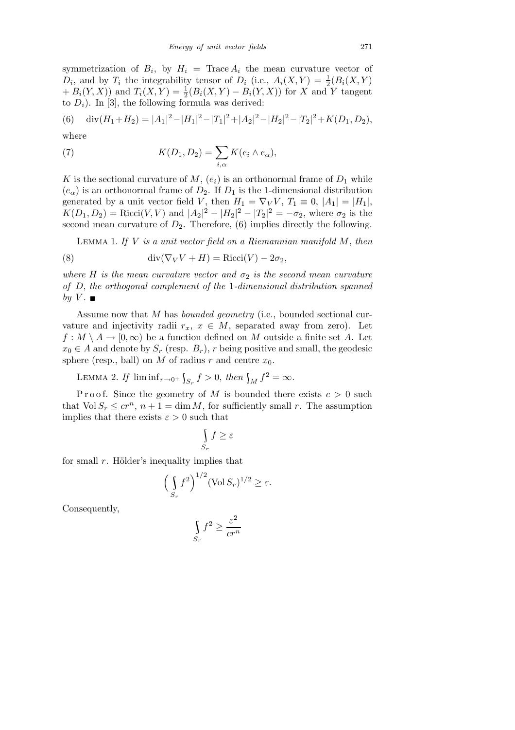symmetrization of $B_i$, by $H_i = \operatorname{Trace} A_i$ the mean curvature vector of $D_i$, and by $T_i$ the integrability tensor of $D_i$ (i.e., $A_i(X,Y) = \frac{1}{2}(B_i(X,Y) + B_i(Y,X))$ and $T_i(X,Y) = \frac{1}{2}(B_i(X,Y) - B_i(Y,X))$ for $X$ and $Y$ tangent to $D_i$). In [3], the following formula was derived:

$$\operatorname{div}(H_1+H_2) = |A_1|^2 - |H_1|^2 - |T_1|^2 + |A_2|^2 - |H_2|^2 - |T_2|^2 + K(D_1, D_2), \tag{6}$$

where

$$K(D_1, D_2) = \sum_{i,\alpha} K(e_i \wedge e_\alpha), \tag{7}$$

$K$ is the sectional curvature of $M$, $(e_i)$ is an orthonormal frame of $D_1$ while $(e_\alpha)$ is an orthonormal frame of $D_2$. If $D_1$ is the 1-dimensional distribution generated by a unit vector field $V$, then $H_1 = \nabla_V V$, $T_1 \equiv 0$, $|A_1| = |H_1|$, $K(D_1, D_2) = \operatorname{Ricci}(V,V)$ and $|A_2|^2 - |H_2|^2 - |T_2|^2 = -\sigma_2$, where $\sigma_2$ is the second mean curvature of $D_2$. Therefore, (6) implies directly the following.

Lemma 1. *If $V$ is a unit vector field on a Riemannian manifold $M$, then*

$$\operatorname{div}(\nabla_V V + H) = \operatorname{Ricci}(V) - 2\sigma_2, \tag{8}$$

*where $H$ is the mean curvature vector and $\sigma_2$ is the second mean curvature of $D$, the orthogonal complement of the 1-dimensional distribution spanned by $V$.* ∎

Assume now that $M$ has *bounded geometry* (i.e., bounded sectional curvature and injectivity radii $r_x$, $x \in M$, separated away from zero). Let $f : M \setminus A \to [0, \infty)$ be a function defined on $M$ outside a finite set $A$. Let $x_0 \in A$ and denote by $S_r$ (resp. $B_r$), $r$ being positive and small, the geodesic sphere (resp., ball) on $M$ of radius $r$ and centre $x_0$.

Lemma 2. *If $\liminf_{r \to 0^+} \int_{S_r} f > 0$, then $\int_M f^2 = \infty$.*

Proof. Since the geometry of $M$ is bounded there exists $c > 0$ such that $\operatorname{Vol} S_r \le cr^n$, $n + 1 = \dim M$, for sufficiently small $r$. The assumption implies that there exists $\varepsilon > 0$ such that

$$\int_{S_r} f \ge \varepsilon$$

for small $r$. Hölder's inequality implies that

$$\Big(\int_{S_r} f^2\Big)^{1/2} (\operatorname{Vol} S_r)^{1/2} \ge \varepsilon.$$

Consequently,

$$\int_{S_r} f^2 \ge \frac{\varepsilon^2}{cr^n}$$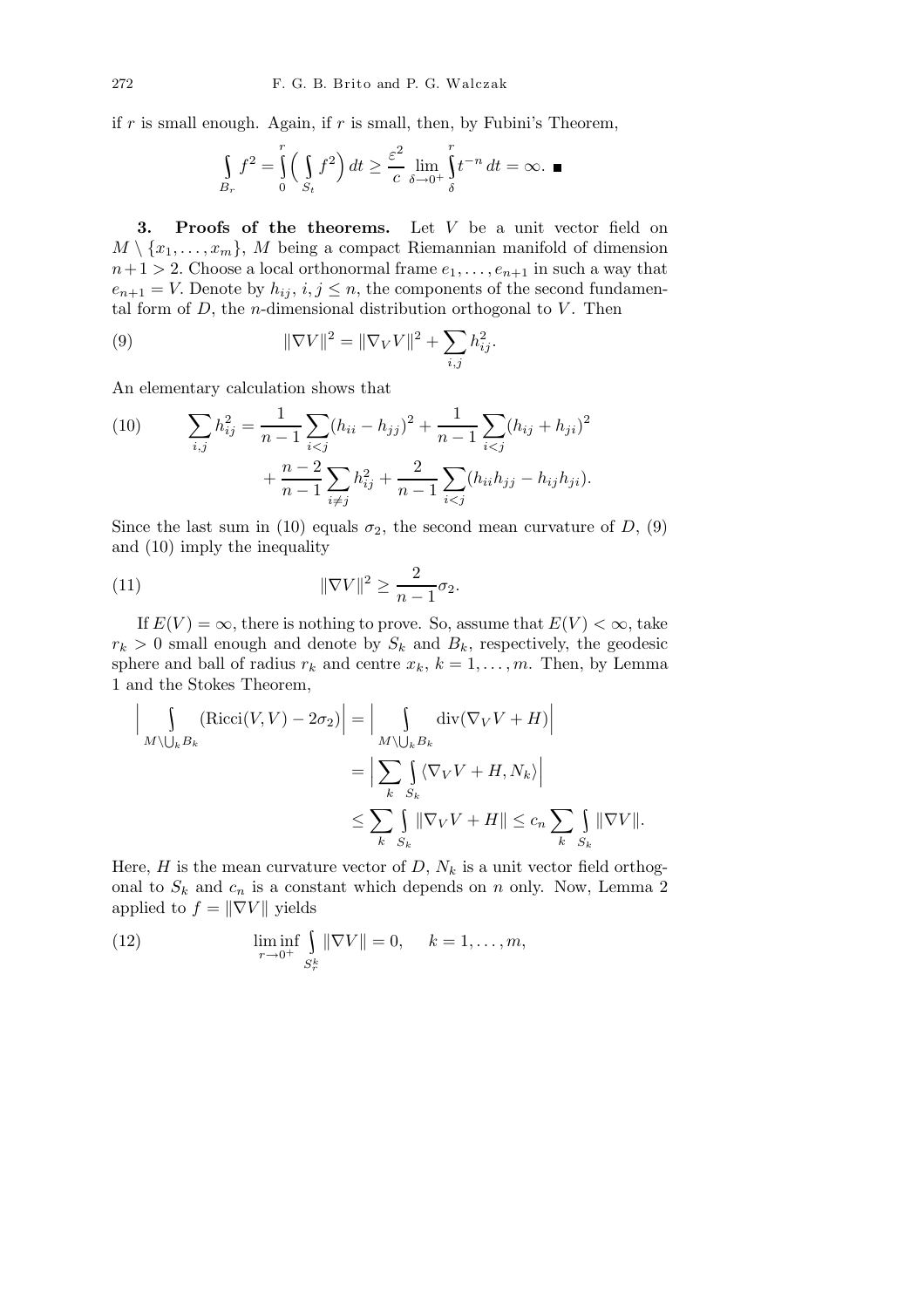if $r$ is small enough. Again, if $r$ is small, then, by Fubini's Theorem,

$$\int_{B_r} f^2 = \int_0^r \Big( \int_{S_t} f^2 \Big)\, dt \geq \frac{\varepsilon^2}{c} \lim_{\delta \to 0^+} \int_\delta^r t^{-n}\, dt = \infty. \ \blacksquare$$

**3. Proofs of the theorems.** Let $V$ be a unit vector field on $M \setminus \{x_1, \ldots, x_m\}$, $M$ being a compact Riemannian manifold of dimension $n+1 > 2$. Choose a local orthonormal frame $e_1, \ldots, e_{n+1}$ in such a way that $e_{n+1} = V$. Denote by $h_{ij}$, $i, j \leq n$, the components of the second fundamental form of $D$, the $n$-dimensional distribution orthogonal to $V$. Then

$$\|\nabla V\|^2 = \|\nabla_V V\|^2 + \sum_{i,j} h_{ij}^2. \tag{9}$$

An elementary calculation shows that

$$\begin{aligned} \sum_{i,j} h_{ij}^2 = \frac{1}{n-1} \sum_{i<j} (h_{ii} - h_{jj})^2 + \frac{1}{n-1} \sum_{i<j} (h_{ij} + h_{ji})^2 \\ + \frac{n-2}{n-1} \sum_{i \neq j} h_{ij}^2 + \frac{2}{n-1} \sum_{i<j} (h_{ii} h_{jj} - h_{ij} h_{ji}). \end{aligned} \tag{10}$$

Since the last sum in (10) equals $\sigma_2$, the second mean curvature of $D$, (9) and (10) imply the inequality

$$\|\nabla V\|^2 \geq \frac{2}{n-1} \sigma_2. \tag{11}$$

If $E(V) = \infty$, there is nothing to prove. So, assume that $E(V) < \infty$, take $r_k > 0$ small enough and denote by $S_k$ and $B_k$, respectively, the geodesic sphere and ball of radius $r_k$ and centre $x_k$, $k = 1, \ldots, m$. Then, by Lemma 1 and the Stokes Theorem,

$$\begin{aligned} \Big| \int_{M \setminus \bigcup_k B_k} (\mathrm{Ricci}(V,V) - 2\sigma_2) \Big| &= \Big| \int_{M \setminus \bigcup_k B_k} \mathrm{div}(\nabla_V V + H) \Big| \\ &= \Big| \sum_k \int_{S_k} \langle \nabla_V V + H, N_k \rangle \Big| \\ &\leq \sum_k \int_{S_k} \|\nabla_V V + H\| \leq c_n \sum_k \int_{S_k} \|\nabla V\|. \end{aligned}$$

Here, $H$ is the mean curvature vector of $D$, $N_k$ is a unit vector field orthogonal to $S_k$ and $c_n$ is a constant which depends on $n$ only. Now, Lemma 2 applied to $f = \|\nabla V\|$ yields

$$\liminf_{r \to 0^+} \int_{S_r^k} \|\nabla V\| = 0, \qquad k = 1, \ldots, m, \tag{12}$$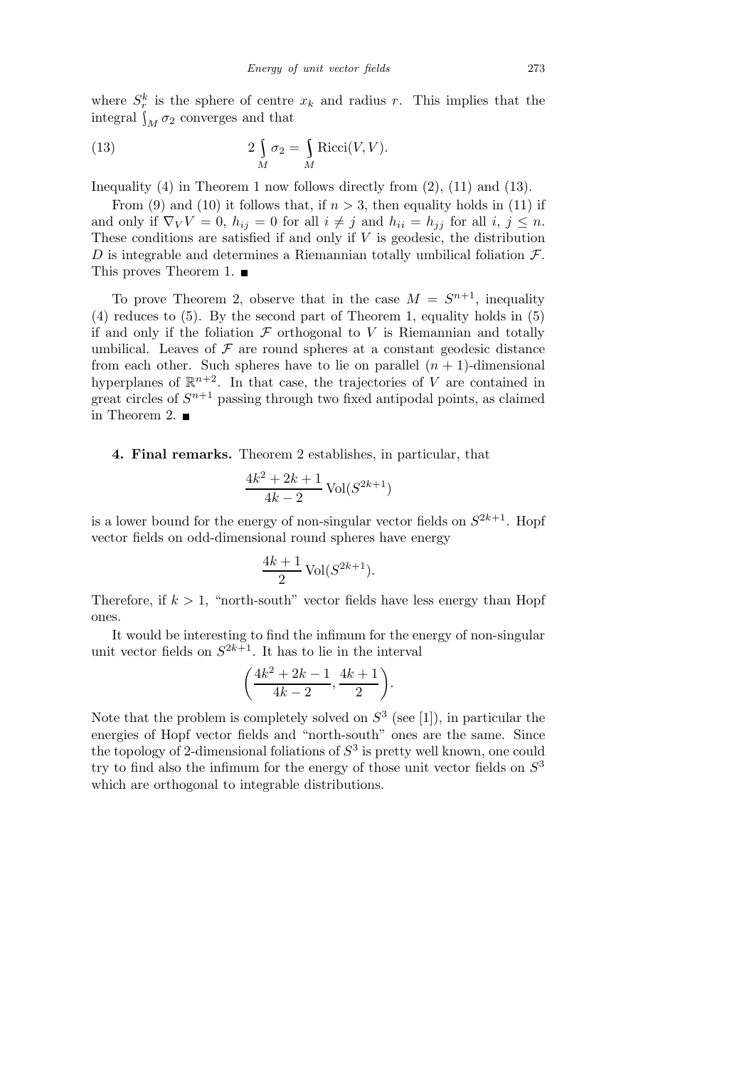where $S_r^k$ is the sphere of centre $x_k$ and radius $r$. This implies that the integral $\int_M \sigma_2$ converges and that

$$2 \int_M \sigma_2 = \int_M \mathrm{Ricci}(V, V). \tag{13}$$

Inequality (4) in Theorem 1 now follows directly from (2), (11) and (13).

From (9) and (10) it follows that, if $n > 3$, then equality holds in (11) if and only if $\nabla_V V = 0$, $h_{ij} = 0$ for all $i \neq j$ and $h_{ii} = h_{jj}$ for all $i, j \leq n$. These conditions are satisfied if and only if $V$ is geodesic, the distribution $D$ is integrable and determines a Riemannian totally umbilical foliation $\mathcal{F}$. This proves Theorem 1. ■

To prove Theorem 2, observe that in the case $M = S^{n+1}$, inequality (4) reduces to (5). By the second part of Theorem 1, equality holds in (5) if and only if the foliation $\mathcal{F}$ orthogonal to $V$ is Riemannian and totally umbilical. Leaves of $\mathcal{F}$ are round spheres at a constant geodesic distance from each other. Such spheres have to lie on parallel $(n+1)$-dimensional hyperplanes of $\mathbb{R}^{n+2}$. In that case, the trajectories of $V$ are contained in great circles of $S^{n+1}$ passing through two fixed antipodal points, as claimed in Theorem 2. ■

**4. Final remarks.** Theorem 2 establishes, in particular, that

$$\frac{4k^2 + 2k + 1}{4k - 2} \operatorname{Vol}(S^{2k+1})$$

is a lower bound for the energy of non-singular vector fields on $S^{2k+1}$. Hopf vector fields on odd-dimensional round spheres have energy

$$\frac{4k + 1}{2} \operatorname{Vol}(S^{2k+1}).$$

Therefore, if $k > 1$, "north-south" vector fields have less energy than Hopf ones.

It would be interesting to find the infimum for the energy of non-singular unit vector fields on $S^{2k+1}$. It has to lie in the interval

$$\left( \frac{4k^2 + 2k - 1}{4k - 2}, \frac{4k + 1}{2} \right).$$

Note that the problem is completely solved on $S^3$ (see [1]), in particular the energies of Hopf vector fields and "north-south" ones are the same. Since the topology of 2-dimensional foliations of $S^3$ is pretty well known, one could try to find also the infimum for the energy of those unit vector fields on $S^3$ which are orthogonal to integrable distributions.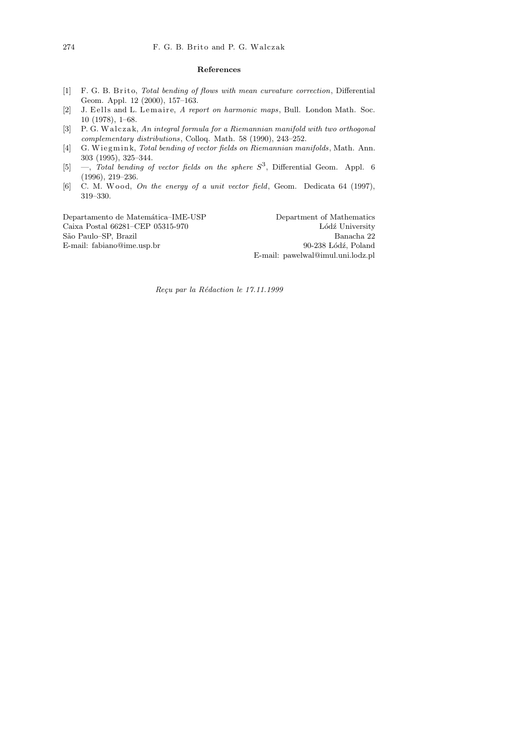## References

[1] F. G. B. Brito, *Total bending of flows with mean curvature correction*, Differential Geom. Appl. 12 (2000), 157–163.

[2] J. Eells and L. Lemaire, *A report on harmonic maps*, Bull. London Math. Soc. 10 (1978), 1–68.

[3] P. G. Walczak, *An integral formula for a Riemannian manifold with two orthogonal complementary distributions*, Colloq. Math. 58 (1990), 243–252.

[4] G. Wiegmink, *Total bending of vector fields on Riemannian manifolds*, Math. Ann. 303 (1995), 325–344.

[5] —, *Total bending of vector fields on the sphere $S^3$*, Differential Geom. Appl. 6 (1996), 219–236.

[6] C. M. Wood, *On the energy of a unit vector field*, Geom. Dedicata 64 (1997), 319–330.

Departamento de Matemática–IME-USP
Caixa Postal 66281–CEP 05315-970
São Paulo–SP, Brazil
E-mail: fabiano@ime.usp.br

Department of Mathematics
Łódź University
Banacha 22
90-238 Łódź, Poland
E-mail: pawelwal@imul.uni.lodz.pl

*Reçu par la Rédaction le 17.11.1999*